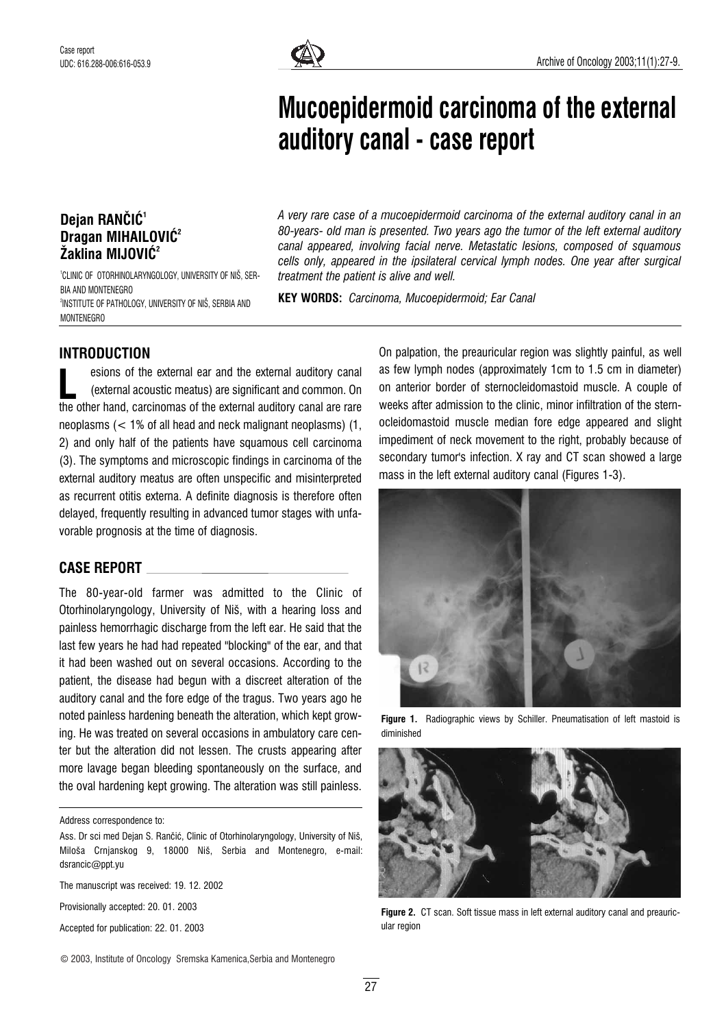Case report

UDC: 616.288-006:616-053.9

# Mucoepidermoid carcinoma of the external auditory canal - case report

**Dejan RANČIĆ**[1]
**Dragan MIHAILOVIĆ**[2]
**Žaklina MIJOVIĆ**[2]

[1]CLINIC OF OTORHINOLARYNGOLOGY, UNIVERSITY OF NIŠ, SERBIA AND MONTENEGRO
[2]INSTITUTE OF PATHOLOGY, UNIVERSITY OF NIŠ, SERBIA AND MONTENEGRO

*A very rare case of a mucoepidermoid carcinoma of the external auditory canal in an 80-years- old man is presented. Two years ago the tumor of the left external auditory canal appeared, involving facial nerve. Metastatic lesions, composed of squamous cells only, appeared in the ipsilateral cervical lymph nodes. One year after surgical treatment the patient is alive and well.*

**KEY WORDS:** *Carcinoma, Mucoepidermoid; Ear Canal*

## INTRODUCTION

Lesions of the external ear and the external auditory canal (external acoustic meatus) are significant and common. On the other hand, carcinomas of the external auditory canal are rare neoplasms (< 1% of all head and neck malignant neoplasms) (1, 2) and only half of the patients have squamous cell carcinoma (3). The symptoms and microscopic findings in carcinoma of the external auditory meatus are often unspecific and misinterpreted as recurrent otitis externa. A definite diagnosis is therefore often delayed, frequently resulting in advanced tumor stages with unfavorable prognosis at the time of diagnosis.

## CASE REPORT

The 80-year-old farmer was admitted to the Clinic of Otorhinolaryngology, University of Niš, with a hearing loss and painless hemorrhagic discharge from the left ear. He said that the last few years he had had repeated "blocking" of the ear, and that it had been washed out on several occasions. According to the patient, the disease had begun with a discreet alteration of the auditory canal and the fore edge of the tragus. Two years ago he noted painless hardening beneath the alteration, which kept growing. He was treated on several occasions in ambulatory care center but the alteration did not lessen. The crusts appearing after more lavage began bleeding spontaneously on the surface, and the oval hardening kept growing. The alteration was still painless. On palpation, the preauricular region was slightly painful, as well as few lymph nodes (approximately 1cm to 1.5 cm in diameter) on anterior border of sternocleidomastoid muscle. A couple of weeks after admission to the clinic, minor infiltration of the sternocleidomastoid muscle median fore edge appeared and slight impediment of neck movement to the right, probably because of secondary tumor's infection. X ray and CT scan showed a large mass in the left external auditory canal (Figures 1-3).

**Figure 1.** Radiographic views by Schiller. Pneumatisation of left mastoid is diminished

**Figure 2.** CT scan. Soft tissue mass in left external auditory canal and preauricular region

Address correspondence to:

Ass. Dr sci med Dejan S. Rančić, Clinic of Otorhinolaryngology, University of Niš, Miloša Crnjanskog 9, 18000 Niš, Serbia and Montenegro, e-mail: dsrancic@ppt.yu

The manuscript was received: 19. 12. 2002

Provisionally accepted: 20. 01. 2003

Accepted for publication: 22. 01. 2003

© 2003, Institute of Oncology Sremska Kamenica,Serbia and Montenegro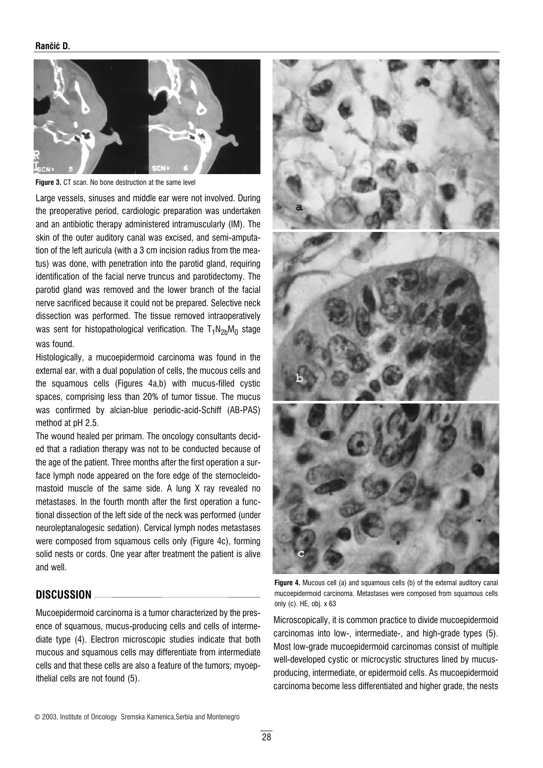Figure 3. CT scan. No bone destruction at the same level

Large vessels, sinuses and middle ear were not involved. During the preoperative period, cardiologic preparation was undertaken and an antibiotic therapy administered intramuscularly (IM). The skin of the outer auditory canal was excised, and semi-amputation of the left auricula (with a 3 cm incision radius from the meatus) was done, with penetration into the parotid gland, requiring identification of the facial nerve truncus and parotidectomy. The parotid gland was removed and the lower branch of the facial nerve sacrificed because it could not be prepared. Selective neck dissection was performed. The tissue removed intraoperatively was sent for histopathological verification. The $T_1N_{2b}M_0$ stage was found.

Histologically, a mucoepidermoid carcinoma was found in the external ear, with a dual population of cells, the mucous cells and the squamous cells (Figures 4a,b) with mucus-filled cystic spaces, comprising less than 20% of tumor tissue. The mucus was confirmed by alcian-blue periodic-acid-Schiff (AB-PAS) method at pH 2.5.

The wound healed per primam. The oncology consultants decided that a radiation therapy was not to be conducted because of the age of the patient. Three months after the first operation a surface lymph node appeared on the fore edge of the sternocleidomastoid muscle of the same side. A lung X ray revealed no metastases. In the fourth month after the first operation a functional dissection of the left side of the neck was performed (under neuroleptanalogesic sedation). Cervical lymph nodes metastases were composed from squamous cells only (Figure 4c), forming solid nests or cords. One year after treatment the patient is alive and well.

Figure 4. Mucous cell (a) and squamous cells (b) of the external auditory canal mucoepidermoid carcinoma. Metastases were composed from squamous cells only (c). HE, obj. x 63

## DISCUSSION

Mucoepidermoid carcinoma is a tumor characterized by the presence of squamous, mucus-producing cells and cells of intermediate type (4). Electron microscopic studies indicate that both mucous and squamous cells may differentiate from intermediate cells and that these cells are also a feature of the tumors; myoepithelial cells are not found (5).

Microscopically, it is common practice to divide mucoepidermoid carcinomas into low-, intermediate-, and high-grade types (5). Most low-grade mucoepidermoid carcinomas consist of multiple well-developed cystic or microcystic structures lined by mucus-producing, intermediate, or epidermoid cells. As mucoepidermoid carcinoma become less differentiated and higher grade, the nests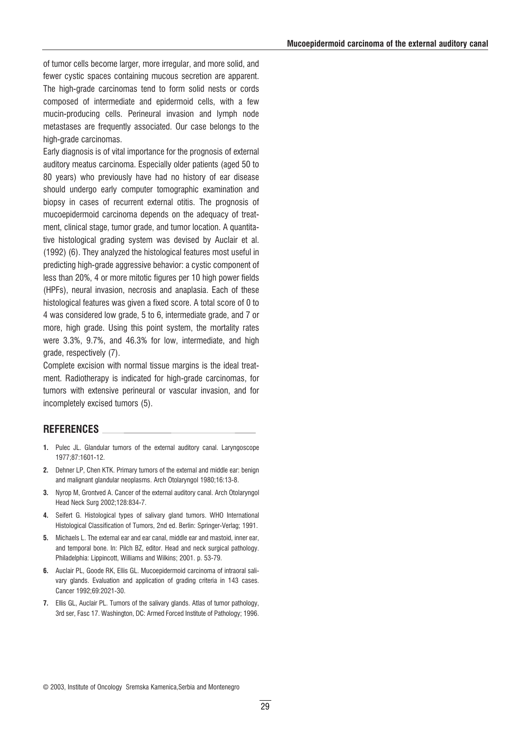of tumor cells become larger, more irregular, and more solid, and fewer cystic spaces containing mucous secretion are apparent. The high-grade carcinomas tend to form solid nests or cords composed of intermediate and epidermoid cells, with a few mucin-producing cells. Perineural invasion and lymph node metastases are frequently associated. Our case belongs to the high-grade carcinomas.

Early diagnosis is of vital importance for the prognosis of external auditory meatus carcinoma. Especially older patients (aged 50 to 80 years) who previously have had no history of ear disease should undergo early computer tomographic examination and biopsy in cases of recurrent external otitis. The prognosis of mucoepidermoid carcinoma depends on the adequacy of treatment, clinical stage, tumor grade, and tumor location. A quantitative histological grading system was devised by Auclair et al. (1992) (6). They analyzed the histological features most useful in predicting high-grade aggressive behavior: a cystic component of less than 20%, 4 or more mitotic figures per 10 high power fields (HPFs), neural invasion, necrosis and anaplasia. Each of these histological features was given a fixed score. A total score of 0 to 4 was considered low grade, 5 to 6, intermediate grade, and 7 or more, high grade. Using this point system, the mortality rates were 3.3%, 9.7%, and 46.3% for low, intermediate, and high grade, respectively (7).

Complete excision with normal tissue margins is the ideal treatment. Radiotherapy is indicated for high-grade carcinomas, for tumors with extensive perineural or vascular invasion, and for incompletely excised tumors (5).

## REFERENCES

1. Pulec JL. Glandular tumors of the external auditory canal. Laryngoscope 1977;87:1601-12.
2. Dehner LP, Chen KTK. Primary tumors of the external and middle ear: benign and malignant glandular neoplasms. Arch Otolaryngol 1980;16:13-8.
3. Nyrop M, Grontved A. Cancer of the external auditory canal. Arch Otolaryngol Head Neck Surg 2002;128:834-7.
4. Seifert G. Histological types of salivary gland tumors. WHO International Histological Classification of Tumors, 2nd ed. Berlin: Springer-Verlag; 1991.
5. Michaels L. The external ear and ear canal, middle ear and mastoid, inner ear, and temporal bone. In: Pilch BZ, editor. Head and neck surgical pathology. Philadelphia: Lippincott, Williams and Wilkins; 2001. p. 53-79.
6. Auclair PL, Goode RK, Ellis GL. Mucoepidermoid carcinoma of intraoral salivary glands. Evaluation and application of grading criteria in 143 cases. Cancer 1992;69:2021-30.
7. Ellis GL, Auclair PL. Tumors of the salivary glands. Atlas of tumor pathology, 3rd ser, Fasc 17. Washington, DC: Armed Forced Institute of Pathology; 1996.

© 2003, Institute of Oncology Sremska Kamenica,Serbia and Montenegro